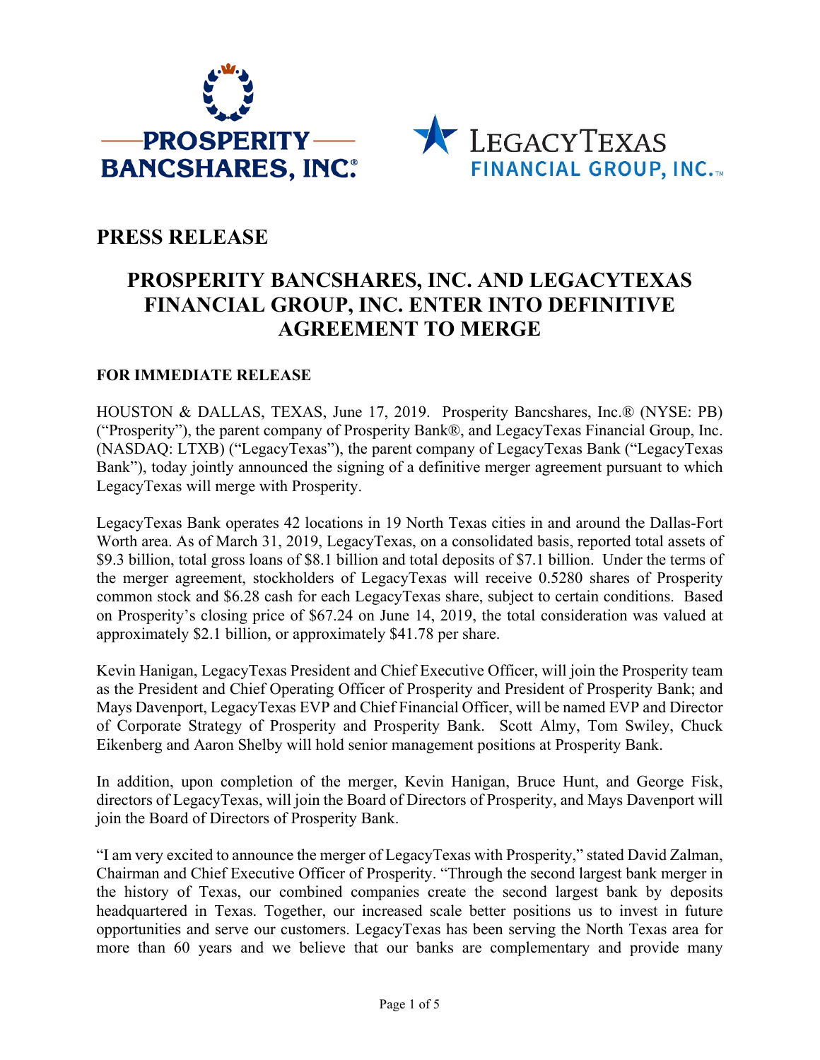# PRESS RELEASE

## PROSPERITY BANCSHARES, INC. AND LEGACYTEXAS FINANCIAL GROUP, INC. ENTER INTO DEFINITIVE AGREEMENT TO MERGE

**FOR IMMEDIATE RELEASE**

HOUSTON & DALLAS, TEXAS, June 17, 2019. Prosperity Bancshares, Inc.® (NYSE: PB) ("Prosperity"), the parent company of Prosperity Bank®, and LegacyTexas Financial Group, Inc. (NASDAQ: LTXB) ("LegacyTexas"), the parent company of LegacyTexas Bank ("LegacyTexas Bank"), today jointly announced the signing of a definitive merger agreement pursuant to which LegacyTexas will merge with Prosperity.

LegacyTexas Bank operates 42 locations in 19 North Texas cities in and around the Dallas-Fort Worth area. As of March 31, 2019, LegacyTexas, on a consolidated basis, reported total assets of $9.3 billion, total gross loans of $8.1 billion and total deposits of $7.1 billion. Under the terms of the merger agreement, stockholders of LegacyTexas will receive 0.5280 shares of Prosperity common stock and $6.28 cash for each LegacyTexas share, subject to certain conditions. Based on Prosperity's closing price of $67.24 on June 14, 2019, the total consideration was valued at approximately $2.1 billion, or approximately $41.78 per share.

Kevin Hanigan, LegacyTexas President and Chief Executive Officer, will join the Prosperity team as the President and Chief Operating Officer of Prosperity and President of Prosperity Bank; and Mays Davenport, LegacyTexas EVP and Chief Financial Officer, will be named EVP and Director of Corporate Strategy of Prosperity and Prosperity Bank. Scott Almy, Tom Swiley, Chuck Eikenberg and Aaron Shelby will hold senior management positions at Prosperity Bank.

In addition, upon completion of the merger, Kevin Hanigan, Bruce Hunt, and George Fisk, directors of LegacyTexas, will join the Board of Directors of Prosperity, and Mays Davenport will join the Board of Directors of Prosperity Bank.

"I am very excited to announce the merger of LegacyTexas with Prosperity," stated David Zalman, Chairman and Chief Executive Officer of Prosperity. "Through the second largest bank merger in the history of Texas, our combined companies create the second largest bank by deposits headquartered in Texas. Together, our increased scale better positions us to invest in future opportunities and serve our customers. LegacyTexas has been serving the North Texas area for more than 60 years and we believe that our banks are complementary and provide many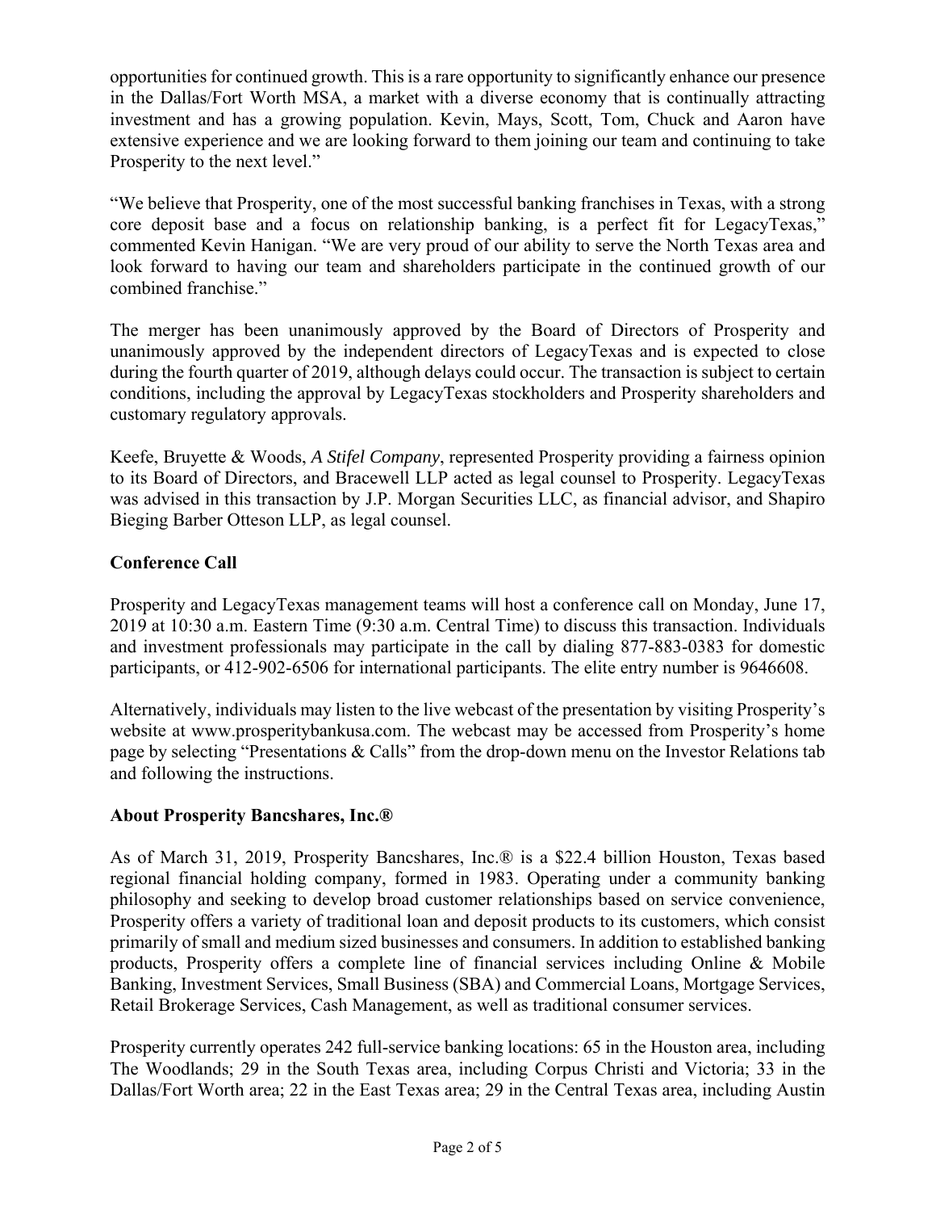opportunities for continued growth. This is a rare opportunity to significantly enhance our presence in the Dallas/Fort Worth MSA, a market with a diverse economy that is continually attracting investment and has a growing population. Kevin, Mays, Scott, Tom, Chuck and Aaron have extensive experience and we are looking forward to them joining our team and continuing to take Prosperity to the next level."

"We believe that Prosperity, one of the most successful banking franchises in Texas, with a strong core deposit base and a focus on relationship banking, is a perfect fit for LegacyTexas," commented Kevin Hanigan. "We are very proud of our ability to serve the North Texas area and look forward to having our team and shareholders participate in the continued growth of our combined franchise."

The merger has been unanimously approved by the Board of Directors of Prosperity and unanimously approved by the independent directors of LegacyTexas and is expected to close during the fourth quarter of 2019, although delays could occur. The transaction is subject to certain conditions, including the approval by LegacyTexas stockholders and Prosperity shareholders and customary regulatory approvals.

Keefe, Bruyette & Woods, *A Stifel Company*, represented Prosperity providing a fairness opinion to its Board of Directors, and Bracewell LLP acted as legal counsel to Prosperity. LegacyTexas was advised in this transaction by J.P. Morgan Securities LLC, as financial advisor, and Shapiro Bieging Barber Otteson LLP, as legal counsel.

**Conference Call**

Prosperity and LegacyTexas management teams will host a conference call on Monday, June 17, 2019 at 10:30 a.m. Eastern Time (9:30 a.m. Central Time) to discuss this transaction. Individuals and investment professionals may participate in the call by dialing 877-883-0383 for domestic participants, or 412-902-6506 for international participants. The elite entry number is 9646608.

Alternatively, individuals may listen to the live webcast of the presentation by visiting Prosperity's website at www.prosperitybankusa.com. The webcast may be accessed from Prosperity's home page by selecting "Presentations & Calls" from the drop-down menu on the Investor Relations tab and following the instructions.

**About Prosperity Bancshares, Inc.®**

As of March 31, 2019, Prosperity Bancshares, Inc.® is a $22.4 billion Houston, Texas based regional financial holding company, formed in 1983. Operating under a community banking philosophy and seeking to develop broad customer relationships based on service convenience, Prosperity offers a variety of traditional loan and deposit products to its customers, which consist primarily of small and medium sized businesses and consumers. In addition to established banking products, Prosperity offers a complete line of financial services including Online & Mobile Banking, Investment Services, Small Business (SBA) and Commercial Loans, Mortgage Services, Retail Brokerage Services, Cash Management, as well as traditional consumer services.

Prosperity currently operates 242 full-service banking locations: 65 in the Houston area, including The Woodlands; 29 in the South Texas area, including Corpus Christi and Victoria; 33 in the Dallas/Fort Worth area; 22 in the East Texas area; 29 in the Central Texas area, including Austin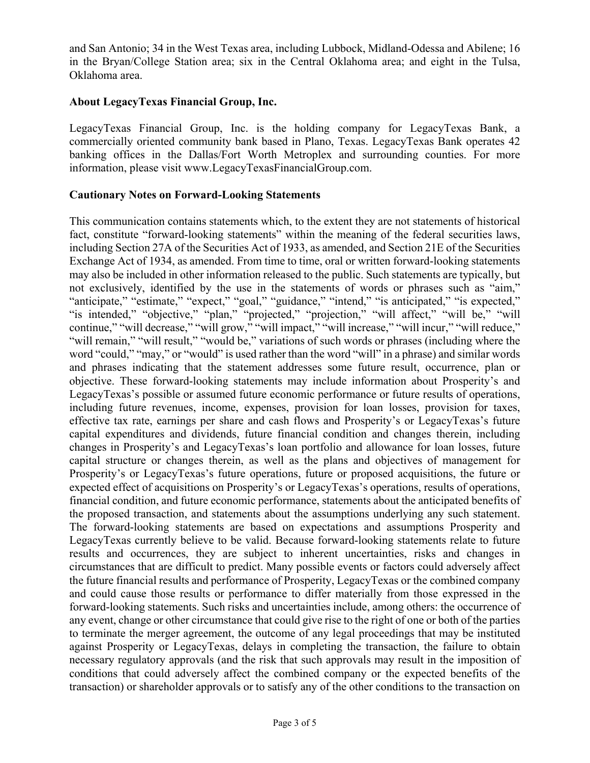and San Antonio; 34 in the West Texas area, including Lubbock, Midland-Odessa and Abilene; 16 in the Bryan/College Station area; six in the Central Oklahoma area; and eight in the Tulsa, Oklahoma area.

**About LegacyTexas Financial Group, Inc.**

LegacyTexas Financial Group, Inc. is the holding company for LegacyTexas Bank, a commercially oriented community bank based in Plano, Texas. LegacyTexas Bank operates 42 banking offices in the Dallas/Fort Worth Metroplex and surrounding counties. For more information, please visit www.LegacyTexasFinancialGroup.com.

**Cautionary Notes on Forward-Looking Statements**

This communication contains statements which, to the extent they are not statements of historical fact, constitute "forward-looking statements" within the meaning of the federal securities laws, including Section 27A of the Securities Act of 1933, as amended, and Section 21E of the Securities Exchange Act of 1934, as amended. From time to time, oral or written forward-looking statements may also be included in other information released to the public. Such statements are typically, but not exclusively, identified by the use in the statements of words or phrases such as "aim," "anticipate," "estimate," "expect," "goal," "guidance," "intend," "is anticipated," "is expected," "is intended," "objective," "plan," "projected," "projection," "will affect," "will be," "will continue," "will decrease," "will grow," "will impact," "will increase," "will incur," "will reduce," "will remain," "will result," "would be," variations of such words or phrases (including where the word "could," "may," or "would" is used rather than the word "will" in a phrase) and similar words and phrases indicating that the statement addresses some future result, occurrence, plan or objective. These forward-looking statements may include information about Prosperity's and LegacyTexas's possible or assumed future economic performance or future results of operations, including future revenues, income, expenses, provision for loan losses, provision for taxes, effective tax rate, earnings per share and cash flows and Prosperity's or LegacyTexas's future capital expenditures and dividends, future financial condition and changes therein, including changes in Prosperity's and LegacyTexas's loan portfolio and allowance for loan losses, future capital structure or changes therein, as well as the plans and objectives of management for Prosperity's or LegacyTexas's future operations, future or proposed acquisitions, the future or expected effect of acquisitions on Prosperity's or LegacyTexas's operations, results of operations, financial condition, and future economic performance, statements about the anticipated benefits of the proposed transaction, and statements about the assumptions underlying any such statement. The forward-looking statements are based on expectations and assumptions Prosperity and LegacyTexas currently believe to be valid. Because forward-looking statements relate to future results and occurrences, they are subject to inherent uncertainties, risks and changes in circumstances that are difficult to predict. Many possible events or factors could adversely affect the future financial results and performance of Prosperity, LegacyTexas or the combined company and could cause those results or performance to differ materially from those expressed in the forward-looking statements. Such risks and uncertainties include, among others: the occurrence of any event, change or other circumstance that could give rise to the right of one or both of the parties to terminate the merger agreement, the outcome of any legal proceedings that may be instituted against Prosperity or LegacyTexas, delays in completing the transaction, the failure to obtain necessary regulatory approvals (and the risk that such approvals may result in the imposition of conditions that could adversely affect the combined company or the expected benefits of the transaction) or shareholder approvals or to satisfy any of the other conditions to the transaction on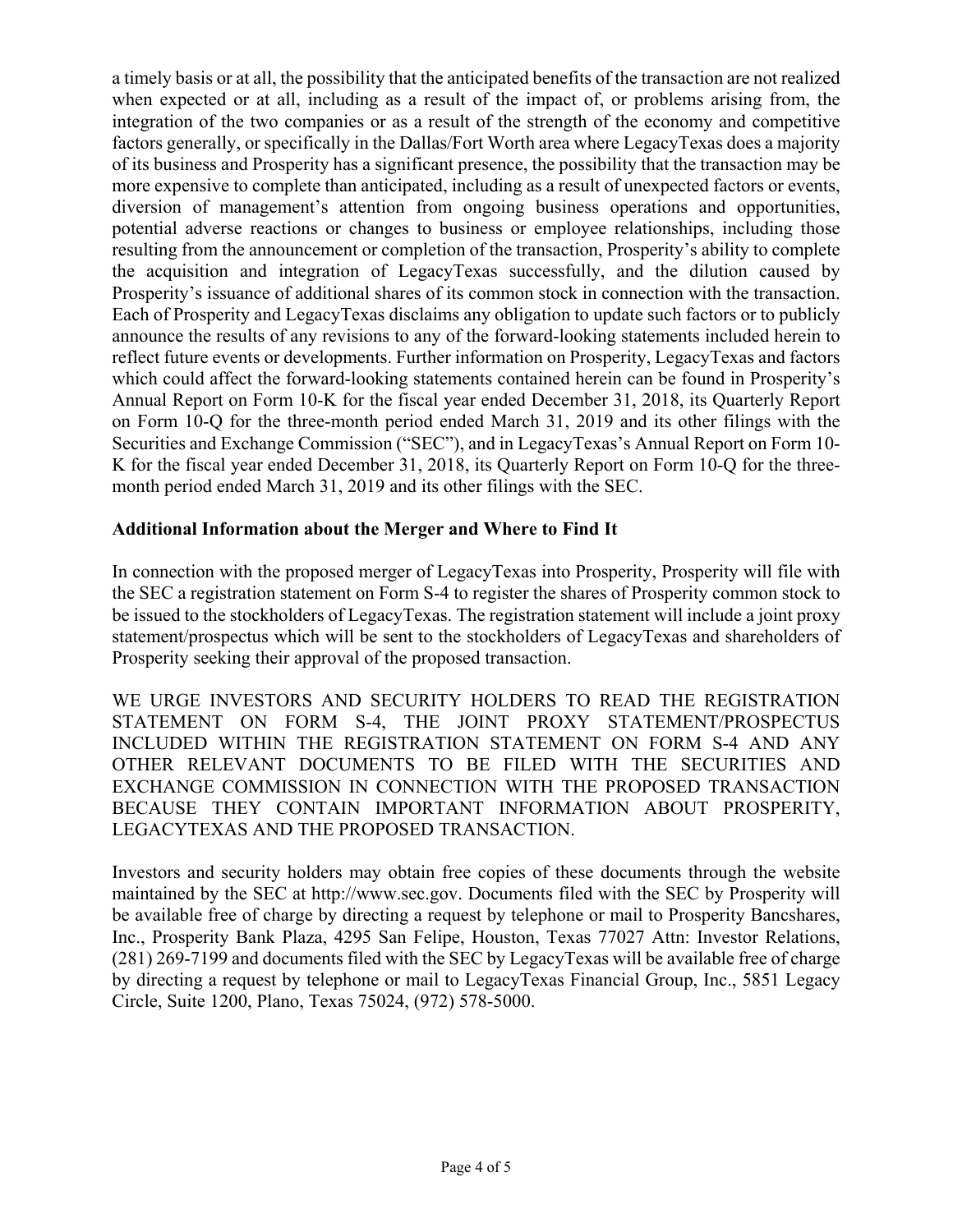a timely basis or at all, the possibility that the anticipated benefits of the transaction are not realized when expected or at all, including as a result of the impact of, or problems arising from, the integration of the two companies or as a result of the strength of the economy and competitive factors generally, or specifically in the Dallas/Fort Worth area where LegacyTexas does a majority of its business and Prosperity has a significant presence, the possibility that the transaction may be more expensive to complete than anticipated, including as a result of unexpected factors or events, diversion of management's attention from ongoing business operations and opportunities, potential adverse reactions or changes to business or employee relationships, including those resulting from the announcement or completion of the transaction, Prosperity's ability to complete the acquisition and integration of LegacyTexas successfully, and the dilution caused by Prosperity's issuance of additional shares of its common stock in connection with the transaction. Each of Prosperity and LegacyTexas disclaims any obligation to update such factors or to publicly announce the results of any revisions to any of the forward-looking statements included herein to reflect future events or developments. Further information on Prosperity, LegacyTexas and factors which could affect the forward-looking statements contained herein can be found in Prosperity's Annual Report on Form 10-K for the fiscal year ended December 31, 2018, its Quarterly Report on Form 10-Q for the three-month period ended March 31, 2019 and its other filings with the Securities and Exchange Commission ("SEC"), and in LegacyTexas's Annual Report on Form 10-K for the fiscal year ended December 31, 2018, its Quarterly Report on Form 10-Q for the three-month period ended March 31, 2019 and its other filings with the SEC.

**Additional Information about the Merger and Where to Find It**

In connection with the proposed merger of LegacyTexas into Prosperity, Prosperity will file with the SEC a registration statement on Form S-4 to register the shares of Prosperity common stock to be issued to the stockholders of LegacyTexas. The registration statement will include a joint proxy statement/prospectus which will be sent to the stockholders of LegacyTexas and shareholders of Prosperity seeking their approval of the proposed transaction.

WE URGE INVESTORS AND SECURITY HOLDERS TO READ THE REGISTRATION STATEMENT ON FORM S-4, THE JOINT PROXY STATEMENT/PROSPECTUS INCLUDED WITHIN THE REGISTRATION STATEMENT ON FORM S-4 AND ANY OTHER RELEVANT DOCUMENTS TO BE FILED WITH THE SECURITIES AND EXCHANGE COMMISSION IN CONNECTION WITH THE PROPOSED TRANSACTION BECAUSE THEY CONTAIN IMPORTANT INFORMATION ABOUT PROSPERITY, LEGACYTEXAS AND THE PROPOSED TRANSACTION.

Investors and security holders may obtain free copies of these documents through the website maintained by the SEC at http://www.sec.gov. Documents filed with the SEC by Prosperity will be available free of charge by directing a request by telephone or mail to Prosperity Bancshares, Inc., Prosperity Bank Plaza, 4295 San Felipe, Houston, Texas 77027 Attn: Investor Relations, (281) 269-7199 and documents filed with the SEC by LegacyTexas will be available free of charge by directing a request by telephone or mail to LegacyTexas Financial Group, Inc., 5851 Legacy Circle, Suite 1200, Plano, Texas 75024, (972) 578-5000.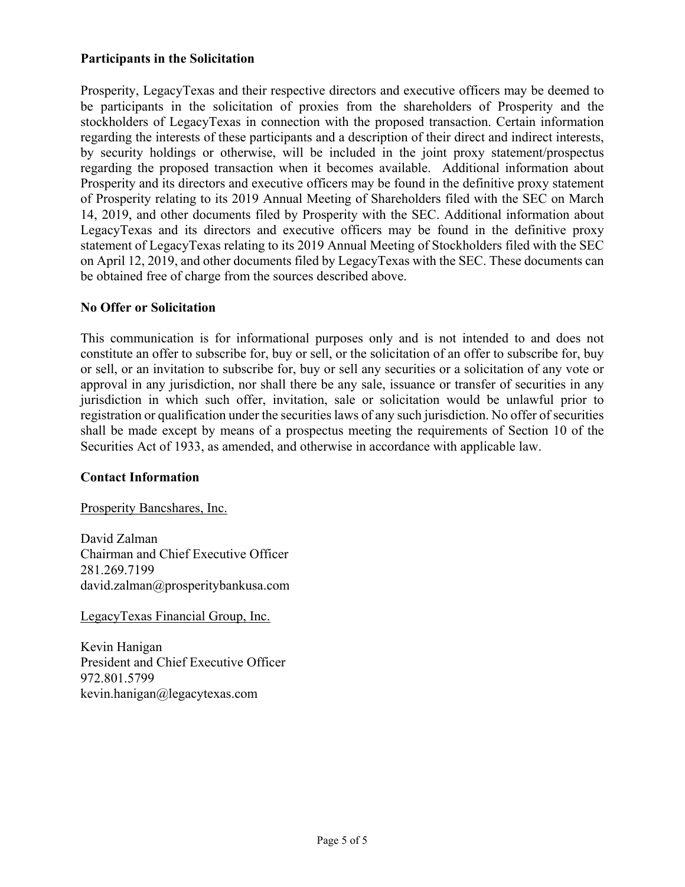**Participants in the Solicitation**

Prosperity, LegacyTexas and their respective directors and executive officers may be deemed to be participants in the solicitation of proxies from the shareholders of Prosperity and the stockholders of LegacyTexas in connection with the proposed transaction. Certain information regarding the interests of these participants and a description of their direct and indirect interests, by security holdings or otherwise, will be included in the joint proxy statement/prospectus regarding the proposed transaction when it becomes available. Additional information about Prosperity and its directors and executive officers may be found in the definitive proxy statement of Prosperity relating to its 2019 Annual Meeting of Shareholders filed with the SEC on March 14, 2019, and other documents filed by Prosperity with the SEC. Additional information about LegacyTexas and its directors and executive officers may be found in the definitive proxy statement of LegacyTexas relating to its 2019 Annual Meeting of Stockholders filed with the SEC on April 12, 2019, and other documents filed by LegacyTexas with the SEC. These documents can be obtained free of charge from the sources described above.

**No Offer or Solicitation**

This communication is for informational purposes only and is not intended to and does not constitute an offer to subscribe for, buy or sell, or the solicitation of an offer to subscribe for, buy or sell, or an invitation to subscribe for, buy or sell any securities or a solicitation of any vote or approval in any jurisdiction, nor shall there be any sale, issuance or transfer of securities in any jurisdiction in which such offer, invitation, sale or solicitation would be unlawful prior to registration or qualification under the securities laws of any such jurisdiction. No offer of securities shall be made except by means of a prospectus meeting the requirements of Section 10 of the Securities Act of 1933, as amended, and otherwise in accordance with applicable law.

**Contact Information**

<u>Prosperity Bancshares, Inc.</u>

David Zalman
Chairman and Chief Executive Officer
281.269.7199
david.zalman@prosperitybankusa.com

<u>LegacyTexas Financial Group, Inc.</u>

Kevin Hanigan
President and Chief Executive Officer
972.801.5799
kevin.hanigan@legacytexas.com